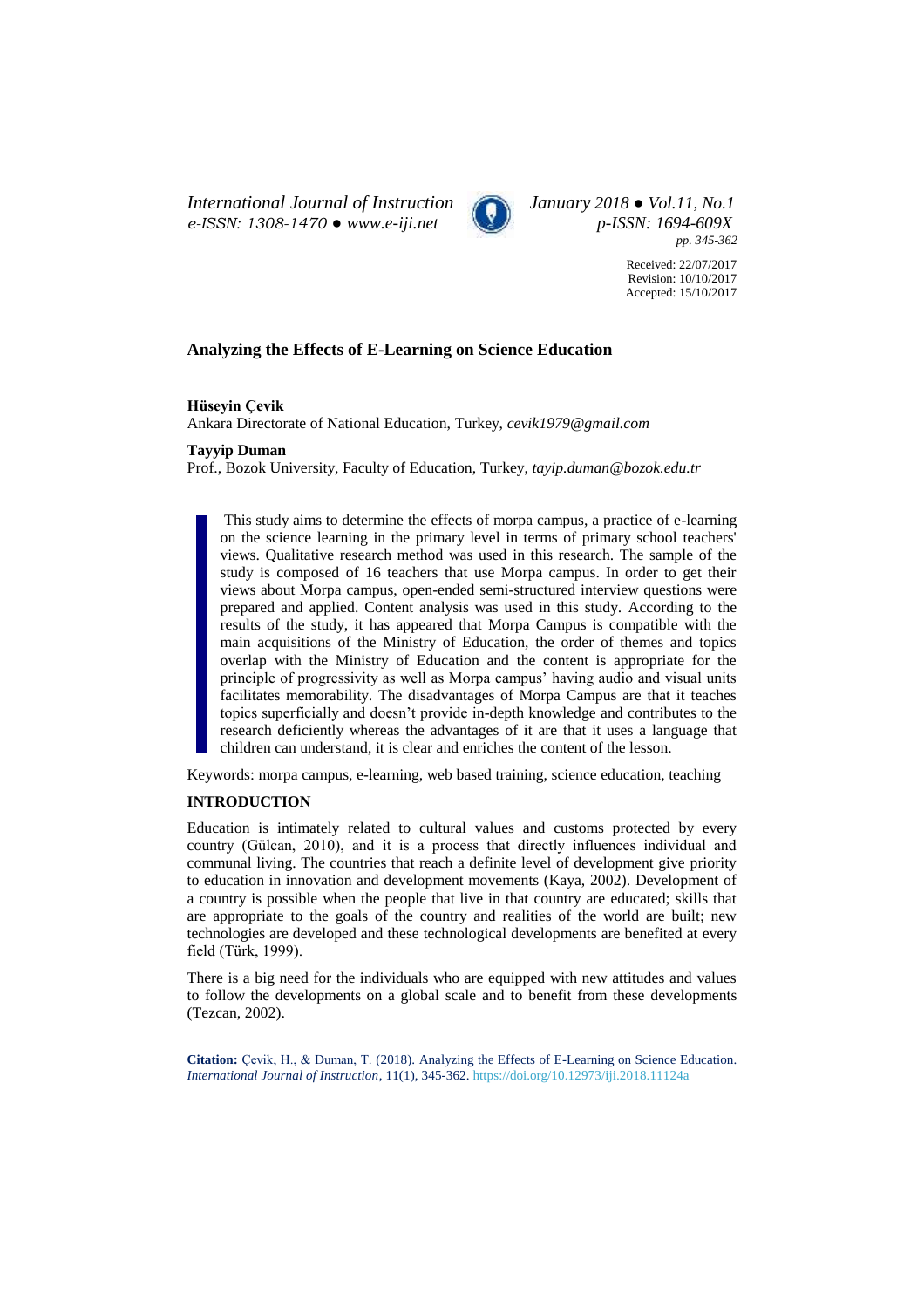Received: 22/07/2017
Revision: 10/10/2017
Accepted: 15/10/2017

# Analyzing the Effects of E-Learning on Science Education

**Hüseyin Çevik**
Ankara Directorate of National Education, Turkey, *cevik1979@gmail.com*

**Tayyip Duman**
Prof., Bozok University, Faculty of Education, Turkey, *tayip.duman@bozok.edu.tr*

This study aims to determine the effects of morpa campus, a practice of e-learning on the science learning in the primary level in terms of primary school teachers' views. Qualitative research method was used in this research. The sample of the study is composed of 16 teachers that use Morpa campus. In order to get their views about Morpa campus, open-ended semi-structured interview questions were prepared and applied. Content analysis was used in this study. According to the results of the study, it has appeared that Morpa Campus is compatible with the main acquisitions of the Ministry of Education, the order of themes and topics overlap with the Ministry of Education and the content is appropriate for the principle of progressivity as well as Morpa campus' having audio and visual units facilitates memorability. The disadvantages of Morpa Campus are that it teaches topics superficially and doesn't provide in-depth knowledge and contributes to the research deficiently whereas the advantages of it are that it uses a language that children can understand, it is clear and enriches the content of the lesson.

Keywords: morpa campus, e-learning, web based training, science education, teaching

## INTRODUCTION

Education is intimately related to cultural values and customs protected by every country (Gülcan, 2010), and it is a process that directly influences individual and communal living. The countries that reach a definite level of development give priority to education in innovation and development movements (Kaya, 2002). Development of a country is possible when the people that live in that country are educated; skills that are appropriate to the goals of the country and realities of the world are built; new technologies are developed and these technological developments are benefited at every field (Türk, 1999).

There is a big need for the individuals who are equipped with new attitudes and values to follow the developments on a global scale and to benefit from these developments (Tezcan, 2002).

**Citation:** Çevik, H., & Duman, T. (2018). Analyzing the Effects of E-Learning on Science Education. *International Journal of Instruction*, 11(1), 345-362. https://doi.org/10.12973/iji.2018.11124a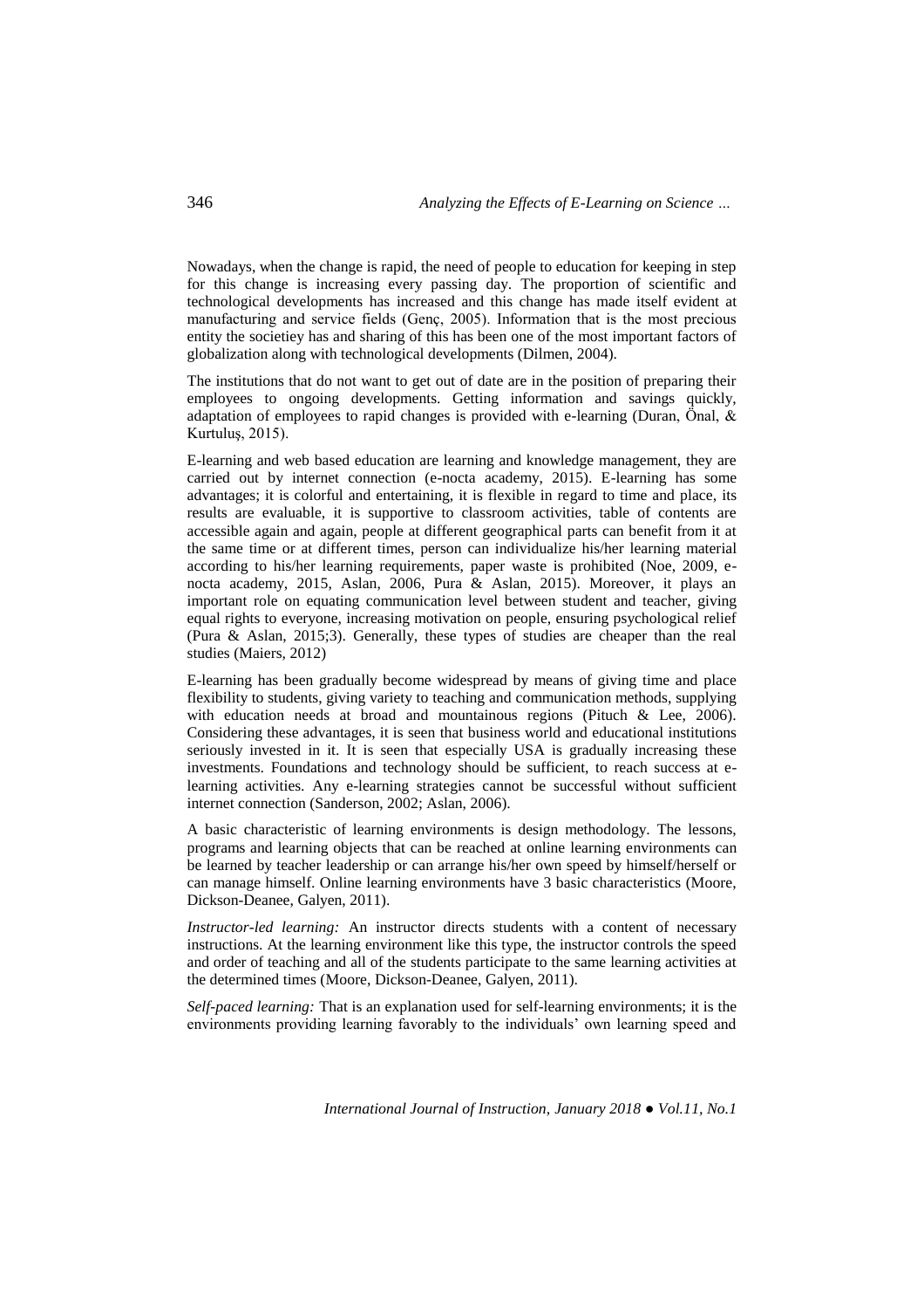Nowadays, when the change is rapid, the need of people to education for keeping in step for this change is increasing every passing day. The proportion of scientific and technological developments has increased and this change has made itself evident at manufacturing and service fields (Genç, 2005). Information that is the most precious entity the societiey has and sharing of this has been one of the most important factors of globalization along with technological developments (Dilmen, 2004).

The institutions that do not want to get out of date are in the position of preparing their employees to ongoing developments. Getting information and savings quickly, adaptation of employees to rapid changes is provided with e-learning (Duran, Önal, & Kurtuluş, 2015).

E-learning and web based education are learning and knowledge management, they are carried out by internet connection (e-nocta academy, 2015). E-learning has some advantages; it is colorful and entertaining, it is flexible in regard to time and place, its results are evaluable, it is supportive to classroom activities, table of contents are accessible again and again, people at different geographical parts can benefit from it at the same time or at different times, person can individualize his/her learning material according to his/her learning requirements, paper waste is prohibited (Noe, 2009, e-nocta academy, 2015, Aslan, 2006, Pura & Aslan, 2015). Moreover, it plays an important role on equating communication level between student and teacher, giving equal rights to everyone, increasing motivation on people, ensuring psychological relief (Pura & Aslan, 2015;3). Generally, these types of studies are cheaper than the real studies (Maiers, 2012)

E-learning has been gradually become widespread by means of giving time and place flexibility to students, giving variety to teaching and communication methods, supplying with education needs at broad and mountainous regions (Pituch & Lee, 2006). Considering these advantages, it is seen that business world and educational institutions seriously invested in it. It is seen that especially USA is gradually increasing these investments. Foundations and technology should be sufficient, to reach success at e-learning activities. Any e-learning strategies cannot be successful without sufficient internet connection (Sanderson, 2002; Aslan, 2006).

A basic characteristic of learning environments is design methodology. The lessons, programs and learning objects that can be reached at online learning environments can be learned by teacher leadership or can arrange his/her own speed by himself/herself or can manage himself. Online learning environments have 3 basic characteristics (Moore, Dickson-Deanee, Galyen, 2011).

*Instructor-led learning:* An instructor directs students with a content of necessary instructions. At the learning environment like this type, the instructor controls the speed and order of teaching and all of the students participate to the same learning activities at the determined times (Moore, Dickson-Deanee, Galyen, 2011).

*Self-paced learning:* That is an explanation used for self-learning environments; it is the environments providing learning favorably to the individuals' own learning speed and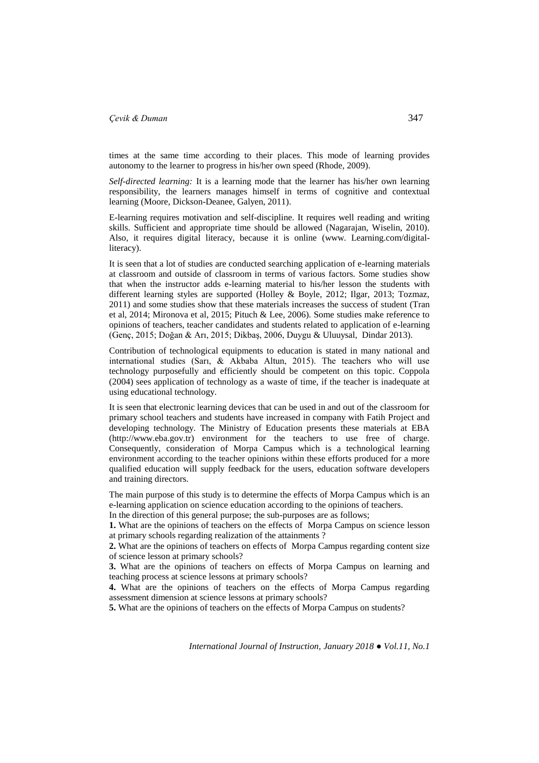times at the same time according to their places. This mode of learning provides autonomy to the learner to progress in his/her own speed (Rhode, 2009).

*Self-directed learning:* It is a learning mode that the learner has his/her own learning responsibility, the learners manages himself in terms of cognitive and contextual learning (Moore, Dickson-Deanee, Galyen, 2011).

E-learning requires motivation and self-discipline. It requires well reading and writing skills. Sufficient and appropriate time should be allowed (Nagarajan, Wiselin, 2010). Also, it requires digital literacy, because it is online (www. Learning.com/digital-literacy).

It is seen that a lot of studies are conducted searching application of e-learning materials at classroom and outside of classroom in terms of various factors. Some studies show that when the instructor adds e-learning material to his/her lesson the students with different learning styles are supported (Holley & Boyle, 2012; Ilgar, 2013; Tozmaz, 2011) and some studies show that these materials increases the success of student (Tran et al, 2014; Mironova et al, 2015; Pituch & Lee, 2006). Some studies make reference to opinions of teachers, teacher candidates and students related to application of e-learning (Genç, 2015; Doğan & Arı, 2015; Dikbaş, 2006, Duygu & Uluuysal, Dindar 2013).

Contribution of technological equipments to education is stated in many national and international studies (Sarı, & Akbaba Altun, 2015). The teachers who will use technology purposefully and efficiently should be competent on this topic. Coppola (2004) sees application of technology as a waste of time, if the teacher is inadequate at using educational technology.

It is seen that electronic learning devices that can be used in and out of the classroom for primary school teachers and students have increased in company with Fatih Project and developing technology. The Ministry of Education presents these materials at EBA (http://www.eba.gov.tr) environment for the teachers to use free of charge. Consequently, consideration of Morpa Campus which is a technological learning environment according to the teacher opinions within these efforts produced for a more qualified education will supply feedback for the users, education software developers and training directors.

The main purpose of this study is to determine the effects of Morpa Campus which is an e-learning application on science education according to the opinions of teachers.
In the direction of this general purpose; the sub-purposes are as follows;

**1.** What are the opinions of teachers on the effects of Morpa Campus on science lesson at primary schools regarding realization of the attainments ?

**2.** What are the opinions of teachers on effects of Morpa Campus regarding content size of science lesson at primary schools?

**3.** What are the opinions of teachers on effects of Morpa Campus on learning and teaching process at science lessons at primary schools?

**4.** What are the opinions of teachers on the effects of Morpa Campus regarding assessment dimension at science lessons at primary schools?

**5.** What are the opinions of teachers on the effects of Morpa Campus on students?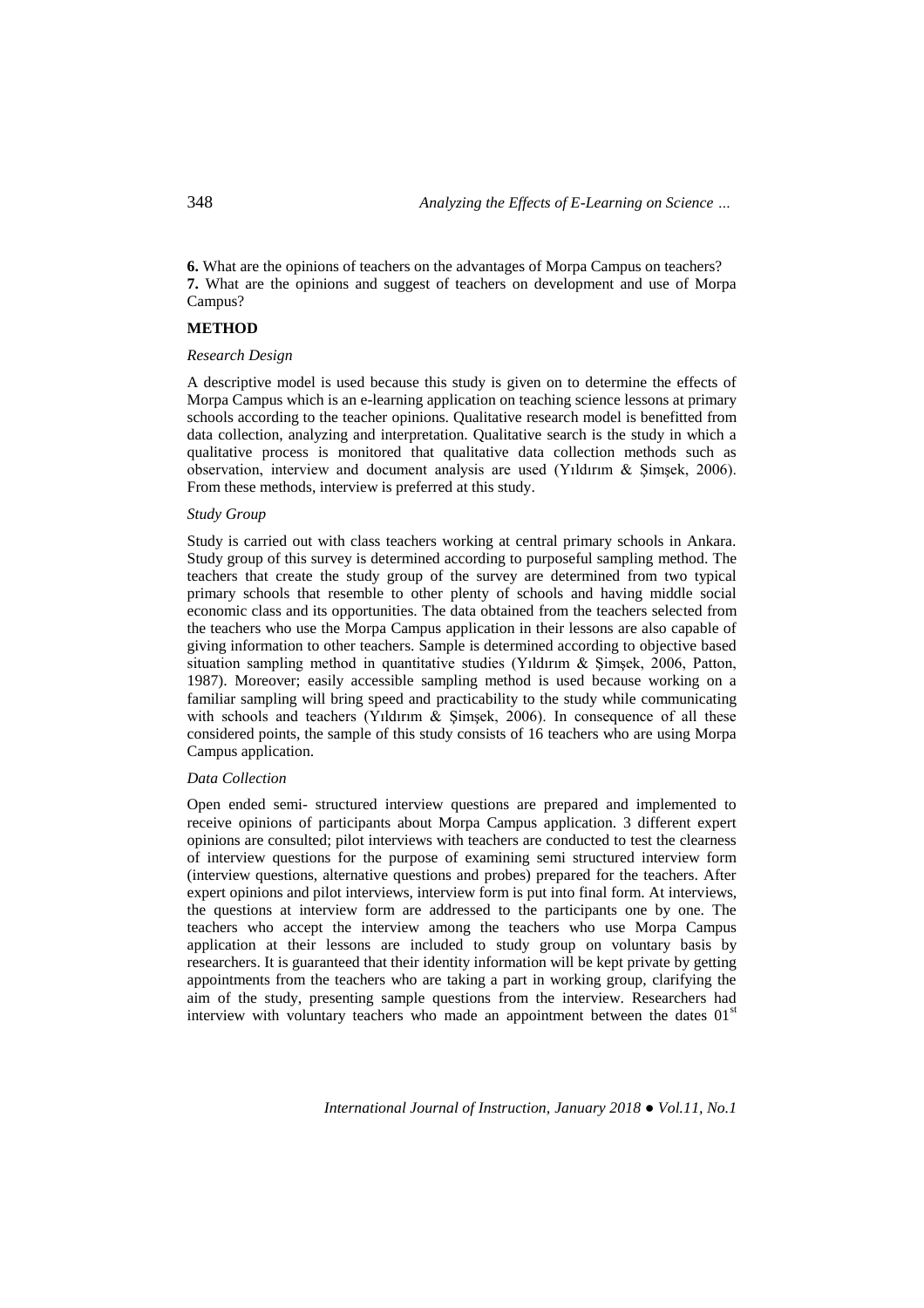**6.** What are the opinions of teachers on the advantages of Morpa Campus on teachers?
**7.** What are the opinions and suggest of teachers on development and use of Morpa Campus?

## METHOD

### *Research Design*

A descriptive model is used because this study is given on to determine the effects of Morpa Campus which is an e-learning application on teaching science lessons at primary schools according to the teacher opinions. Qualitative research model is benefitted from data collection, analyzing and interpretation. Qualitative search is the study in which a qualitative process is monitored that qualitative data collection methods such as observation, interview and document analysis are used (Yıldırım & Şimşek, 2006). From these methods, interview is preferred at this study.

### *Study Group*

Study is carried out with class teachers working at central primary schools in Ankara. Study group of this survey is determined according to purposeful sampling method. The teachers that create the study group of the survey are determined from two typical primary schools that resemble to other plenty of schools and having middle social economic class and its opportunities. The data obtained from the teachers selected from the teachers who use the Morpa Campus application in their lessons are also capable of giving information to other teachers. Sample is determined according to objective based situation sampling method in quantitative studies (Yıldırım & Şimşek, 2006, Patton, 1987). Moreover; easily accessible sampling method is used because working on a familiar sampling will bring speed and practicability to the study while communicating with schools and teachers (Yıldırım & Şimşek, 2006). In consequence of all these considered points, the sample of this study consists of 16 teachers who are using Morpa Campus application.

### *Data Collection*

Open ended semi- structured interview questions are prepared and implemented to receive opinions of participants about Morpa Campus application. 3 different expert opinions are consulted; pilot interviews with teachers are conducted to test the clearness of interview questions for the purpose of examining semi structured interview form (interview questions, alternative questions and probes) prepared for the teachers. After expert opinions and pilot interviews, interview form is put into final form. At interviews, the questions at interview form are addressed to the participants one by one. The teachers who accept the interview among the teachers who use Morpa Campus application at their lessons are included to study group on voluntary basis by researchers. It is guaranteed that their identity information will be kept private by getting appointments from the teachers who are taking a part in working group, clarifying the aim of the study, presenting sample questions from the interview. Researchers had interview with voluntary teachers who made an appointment between the dates 01st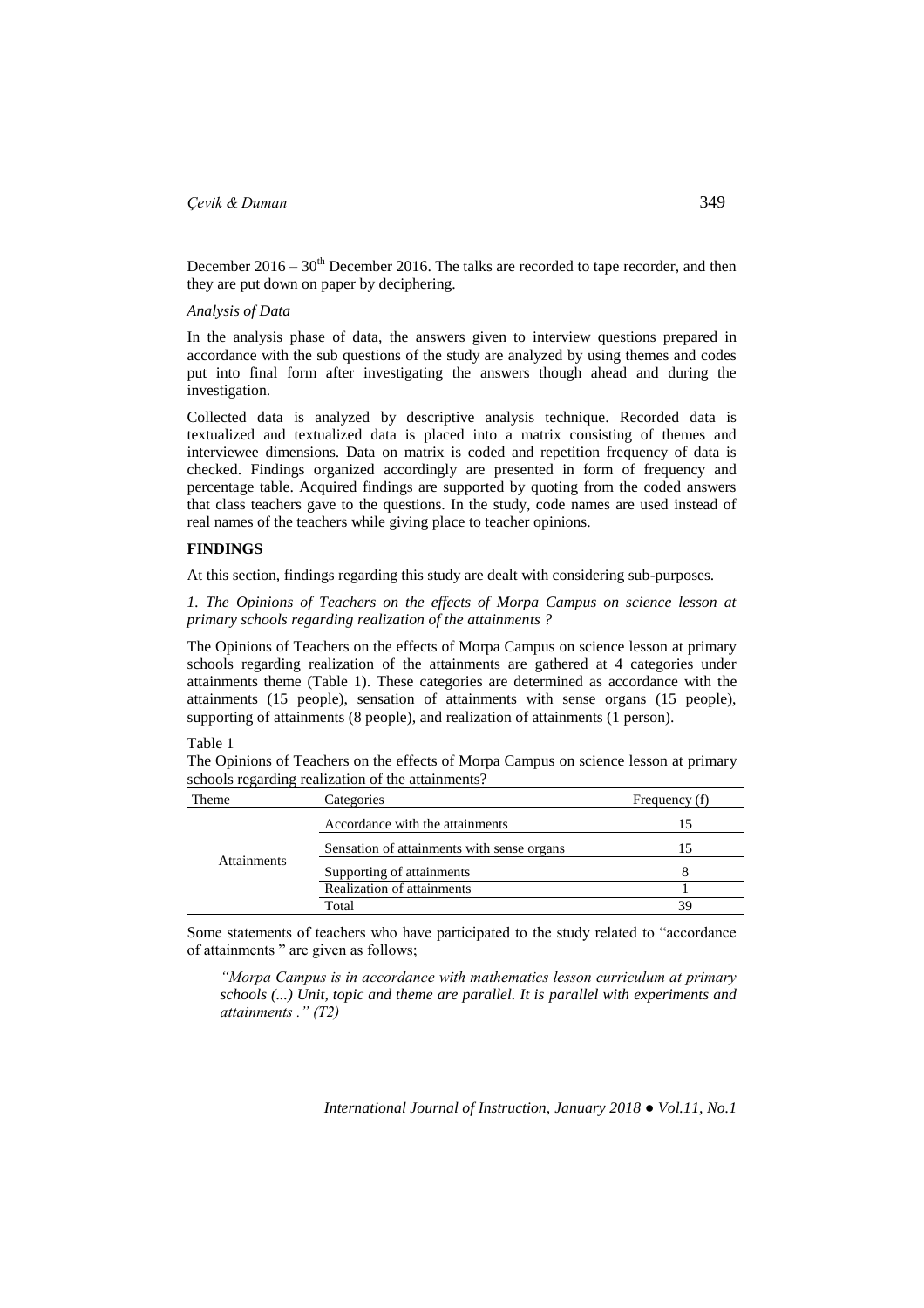December 2016 – 30th December 2016. The talks are recorded to tape recorder, and then they are put down on paper by deciphering.

*Analysis of Data*

In the analysis phase of data, the answers given to interview questions prepared in accordance with the sub questions of the study are analyzed by using themes and codes put into final form after investigating the answers though ahead and during the investigation.

Collected data is analyzed by descriptive analysis technique. Recorded data is textualized and textualized data is placed into a matrix consisting of themes and interviewee dimensions. Data on matrix is coded and repetition frequency of data is checked. Findings organized accordingly are presented in form of frequency and percentage table. Acquired findings are supported by quoting from the coded answers that class teachers gave to the questions. In the study, code names are used instead of real names of the teachers while giving place to teacher opinions.

## FINDINGS

At this section, findings regarding this study are dealt with considering sub-purposes.

*1. The Opinions of Teachers on the effects of Morpa Campus on science lesson at primary schools regarding realization of the attainments ?*

The Opinions of Teachers on the effects of Morpa Campus on science lesson at primary schools regarding realization of the attainments are gathered at 4 categories under attainments theme (Table 1). These categories are determined as accordance with the attainments (15 people), sensation of attainments with sense organs (15 people), supporting of attainments (8 people), and realization of attainments (1 person).

Table 1

The Opinions of Teachers on the effects of Morpa Campus on science lesson at primary schools regarding realization of the attainments?

| Theme | Categories | Frequency (f) |
|---|---|---|
| Attainments | Accordance with the attainments | 15 |
| | Sensation of attainments with sense organs | 15 |
| | Supporting of attainments | 8 |
| | Realization of attainments | 1 |
| | Total | 39 |

Some statements of teachers who have participated to the study related to "accordance of attainments " are given as follows;

> *"Morpa Campus is in accordance with mathematics lesson curriculum at primary schools (...) Unit, topic and theme are parallel. It is parallel with experiments and attainments ." (T2)*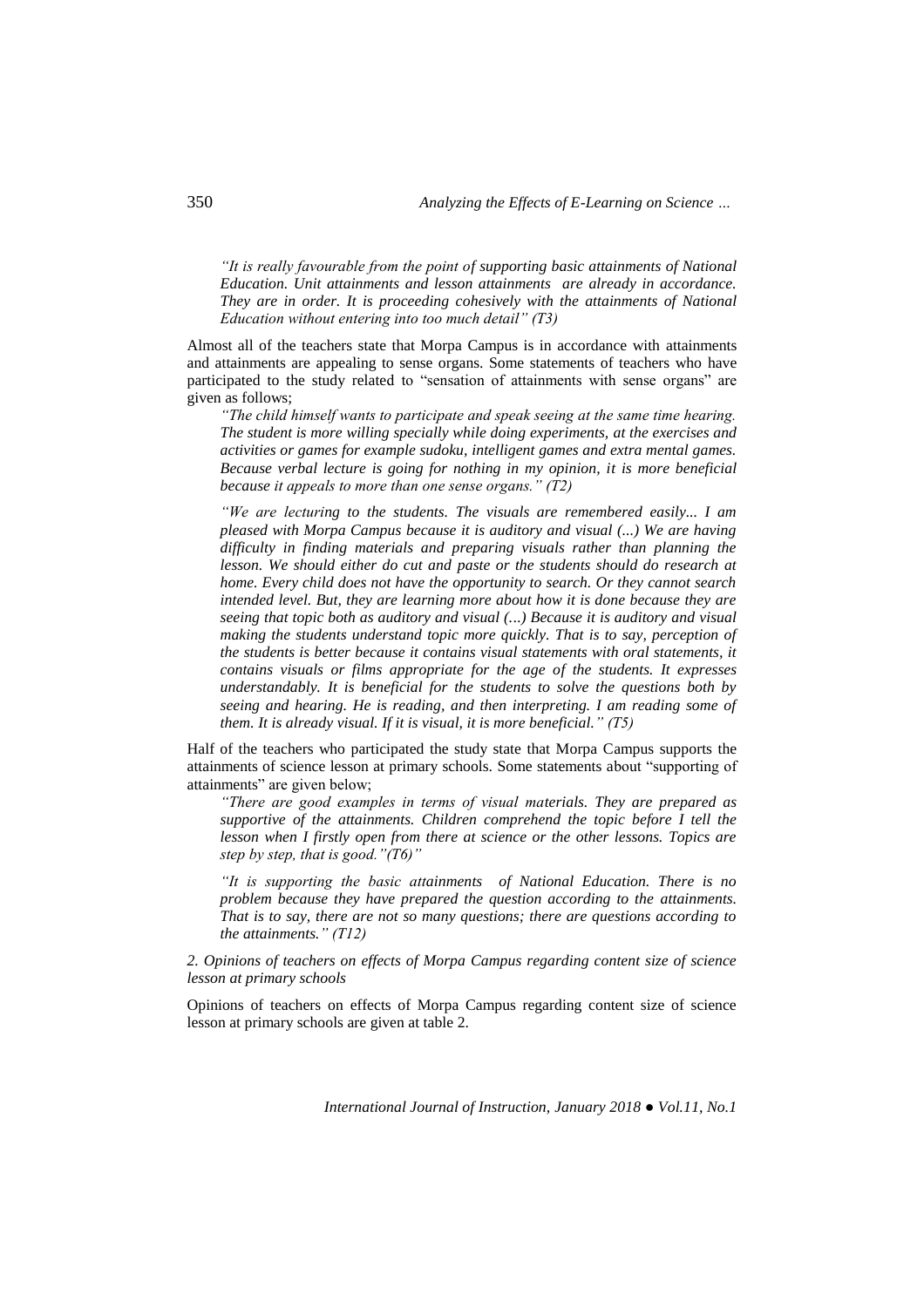*"It is really favourable from the point of supporting basic attainments of National Education. Unit attainments and lesson attainments are already in accordance. They are in order. It is proceeding cohesively with the attainments of National Education without entering into too much detail" (T3)*

Almost all of the teachers state that Morpa Campus is in accordance with attainments and attainments are appealing to sense organs. Some statements of teachers who have participated to the study related to "sensation of attainments with sense organs" are given as follows;

*"The child himself wants to participate and speak seeing at the same time hearing. The student is more willing specially while doing experiments, at the exercises and activities or games for example sudoku, intelligent games and extra mental games. Because verbal lecture is going for nothing in my opinion, it is more beneficial because it appeals to more than one sense organs." (T2)*

*"We are lecturing to the students. The visuals are remembered easily... I am pleased with Morpa Campus because it is auditory and visual (...) We are having difficulty in finding materials and preparing visuals rather than planning the lesson. We should either do cut and paste or the students should do research at home. Every child does not have the opportunity to search. Or they cannot search intended level. But, they are learning more about how it is done because they are seeing that topic both as auditory and visual (...) Because it is auditory and visual making the students understand topic more quickly. That is to say, perception of the students is better because it contains visual statements with oral statements, it contains visuals or films appropriate for the age of the students. It expresses understandably. It is beneficial for the students to solve the questions both by seeing and hearing. He is reading, and then interpreting. I am reading some of them. It is already visual. If it is visual, it is more beneficial." (T5)*

Half of the teachers who participated the study state that Morpa Campus supports the attainments of science lesson at primary schools. Some statements about "supporting of attainments" are given below;

*"There are good examples in terms of visual materials. They are prepared as supportive of the attainments. Children comprehend the topic before I tell the lesson when I firstly open from there at science or the other lessons. Topics are step by step, that is good."(T6)"*

*"It is supporting the basic attainments of National Education. There is no problem because they have prepared the question according to the attainments. That is to say, there are not so many questions; there are questions according to the attainments." (T12)*

*2. Opinions of teachers on effects of Morpa Campus regarding content size of science lesson at primary schools*

Opinions of teachers on effects of Morpa Campus regarding content size of science lesson at primary schools are given at table 2.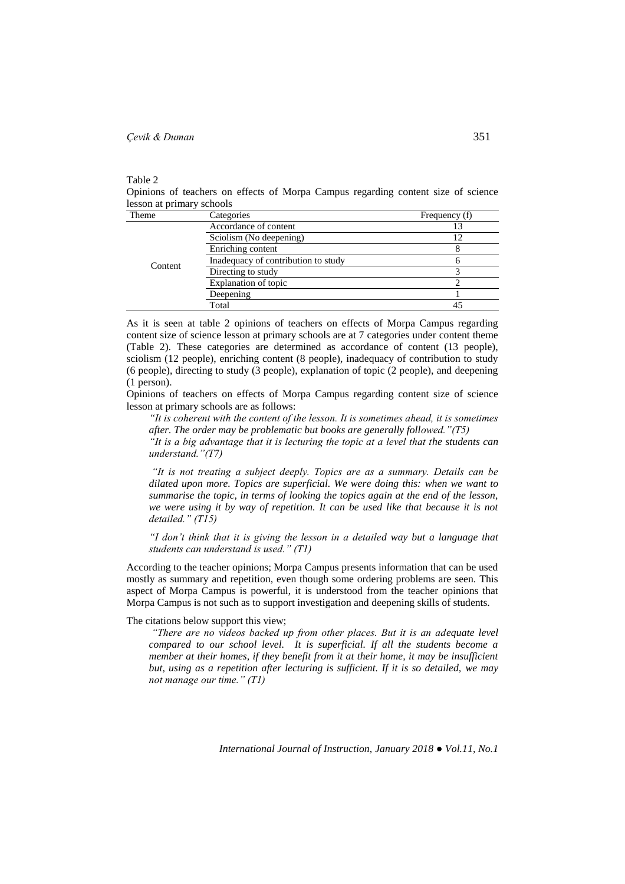Table 2

Opinions of teachers on effects of Morpa Campus regarding content size of science lesson at primary schools

| Theme | Categories | Frequency (f) |
|---|---|---|
| Content | Accordance of content | 13 |
| | Sciolism (No deepening) | 12 |
| | Enriching content | 8 |
| | Inadequacy of contribution to study | 6 |
| | Directing to study | 3 |
| | Explanation of topic | 2 |
| | Deepening | 1 |
| | Total | 45 |

As it is seen at table 2 opinions of teachers on effects of Morpa Campus regarding content size of science lesson at primary schools are at 7 categories under content theme (Table 2). These categories are determined as accordance of content (13 people), sciolism (12 people), enriching content (8 people), inadequacy of contribution to study (6 people), directing to study (3 people), explanation of topic (2 people), and deepening (1 person).

Opinions of teachers on effects of Morpa Campus regarding content size of science lesson at primary schools are as follows:

> *"It is coherent with the content of the lesson. It is sometimes ahead, it is sometimes after. The order may be problematic but books are generally followed."(T5)*
>
> *"It is a big advantage that it is lecturing the topic at a level that the students can understand."(T7)*
>
> *"It is not treating a subject deeply. Topics are as a summary. Details can be dilated upon more. Topics are superficial. We were doing this: when we want to summarise the topic, in terms of looking the topics again at the end of the lesson, we were using it by way of repetition. It can be used like that because it is not detailed." (T15)*
>
> *"I don't think that it is giving the lesson in a detailed way but a language that students can understand is used." (T1)*

According to the teacher opinions; Morpa Campus presents information that can be used mostly as summary and repetition, even though some ordering problems are seen. This aspect of Morpa Campus is powerful, it is understood from the teacher opinions that Morpa Campus is not such as to support investigation and deepening skills of students.

The citations below support this view;

> *"There are no videos backed up from other places. But it is an adequate level compared to our school level. It is superficial. If all the students become a member at their homes, if they benefit from it at their home, it may be insufficient but, using as a repetition after lecturing is sufficient. If it is so detailed, we may not manage our time." (T1)*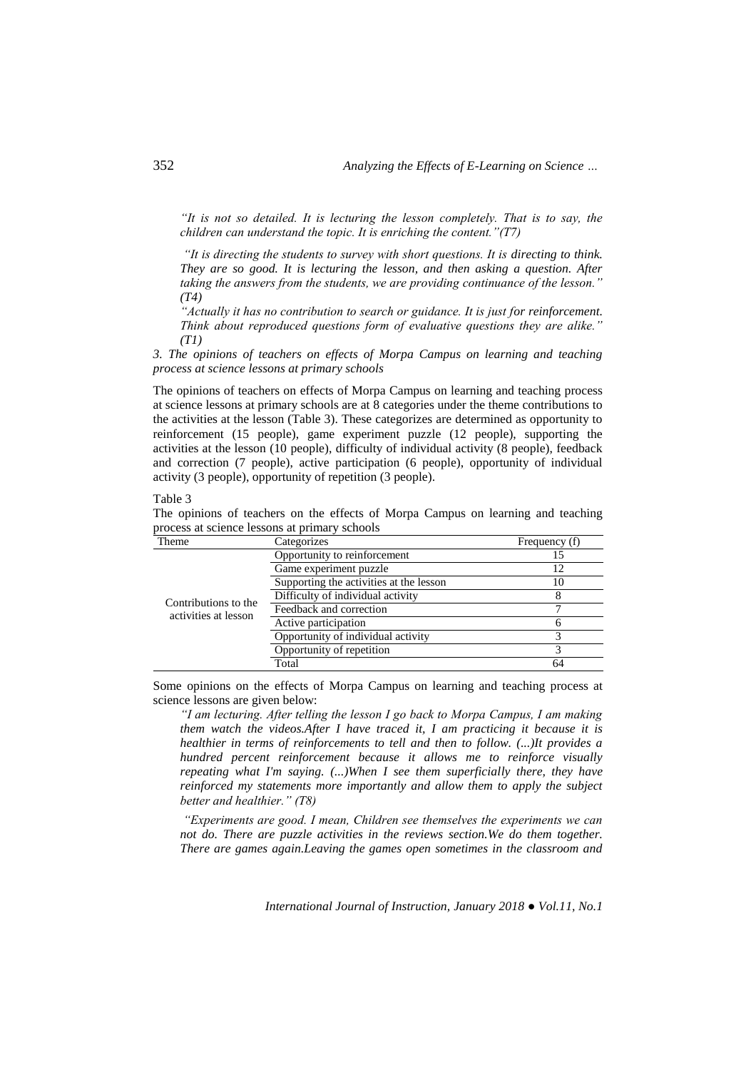*"It is not so detailed. It is lecturing the lesson completely. That is to say, the children can understand the topic. It is enriching the content."(T7)*

*"It is directing the students to survey with short questions. It is directing to think. They are so good. It is lecturing the lesson, and then asking a question. After taking the answers from the students, we are providing continuance of the lesson." (T4)*

*"Actually it has no contribution to search or guidance. It is just for reinforcement. Think about reproduced questions form of evaluative questions they are alike." (T1)*

*3. The opinions of teachers on effects of Morpa Campus on learning and teaching process at science lessons at primary schools*

The opinions of teachers on effects of Morpa Campus on learning and teaching process at science lessons at primary schools are at 8 categories under the theme contributions to the activities at the lesson (Table 3). These categorizes are determined as opportunity to reinforcement (15 people), game experiment puzzle (12 people), supporting the activities at the lesson (10 people), difficulty of individual activity (8 people), feedback and correction (7 people), active participation (6 people), opportunity of individual activity (3 people), opportunity of repetition (3 people).

Table 3

The opinions of teachers on the effects of Morpa Campus on learning and teaching process at science lessons at primary schools

| Theme | Categorizes | Frequency (f) |
|---|---|---|
| Contributions to the activities at lesson | Opportunity to reinforcement | 15 |
| | Game experiment puzzle | 12 |
| | Supporting the activities at the lesson | 10 |
| | Difficulty of individual activity | 8 |
| | Feedback and correction | 7 |
| | Active participation | 6 |
| | Opportunity of individual activity | 3 |
| | Opportunity of repetition | 3 |
| | Total | 64 |

Some opinions on the effects of Morpa Campus on learning and teaching process at science lessons are given below:

*"I am lecturing. After telling the lesson I go back to Morpa Campus, I am making them watch the videos.After I have traced it, I am practicing it because it is healthier in terms of reinforcements to tell and then to follow. (...)It provides a hundred percent reinforcement because it allows me to reinforce visually repeating what I'm saying. (...)When I see them superficially there, they have reinforced my statements more importantly and allow them to apply the subject better and healthier." (T8)*

*"Experiments are good. I mean, Children see themselves the experiments we can not do. There are puzzle activities in the reviews section.We do them together. There are games again.Leaving the games open sometimes in the classroom and*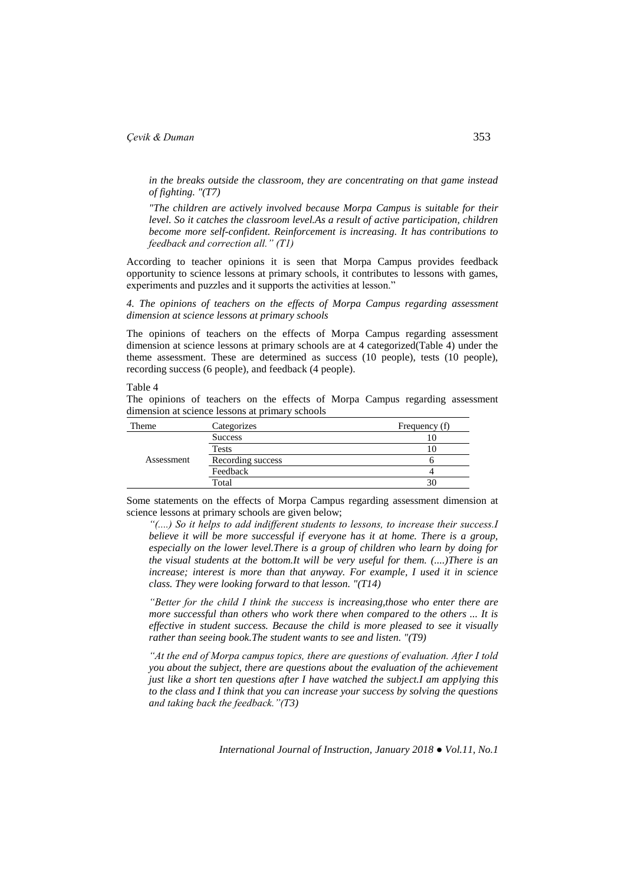*in the breaks outside the classroom, they are concentrating on that game instead of fighting. "(T7)*

*"The children are actively involved because Morpa Campus is suitable for their level. So it catches the classroom level.As a result of active participation, children become more self-confident. Reinforcement is increasing. It has contributions to feedback and correction all." (T1)*

According to teacher opinions it is seen that Morpa Campus provides feedback opportunity to science lessons at primary schools, it contributes to lessons with games, experiments and puzzles and it supports the activities at lesson."

*4. The opinions of teachers on the effects of Morpa Campus regarding assessment dimension at science lessons at primary schools*

The opinions of teachers on the effects of Morpa Campus regarding assessment dimension at science lessons at primary schools are at 4 categorized(Table 4) under the theme assessment. These are determined as success (10 people), tests (10 people), recording success (6 people), and feedback (4 people).

Table 4

The opinions of teachers on the effects of Morpa Campus regarding assessment dimension at science lessons at primary schools

| Theme | Categorizes | Frequency (f) |
|---|---|---|
| Assessment | Success | 10 |
| | Tests | 10 |
| | Recording success | 6 |
| | Feedback | 4 |
| | Total | 30 |

Some statements on the effects of Morpa Campus regarding assessment dimension at science lessons at primary schools are given below;

*"(....) So it helps to add indifferent students to lessons, to increase their success.I believe it will be more successful if everyone has it at home. There is a group, especially on the lower level.There is a group of children who learn by doing for the visual students at the bottom.It will be very useful for them. (....)There is an increase; interest is more than that anyway. For example, I used it in science class. They were looking forward to that lesson. "(T14)*

*"Better for the child I think the success is increasing,those who enter there are more successful than others who work there when compared to the others ... It is effective in student success. Because the child is more pleased to see it visually rather than seeing book.The student wants to see and listen. "(T9)*

*"At the end of Morpa campus topics, there are questions of evaluation. After I told you about the subject, there are questions about the evaluation of the achievement just like a short ten questions after I have watched the subject.I am applying this to the class and I think that you can increase your success by solving the questions and taking back the feedback."(T3)*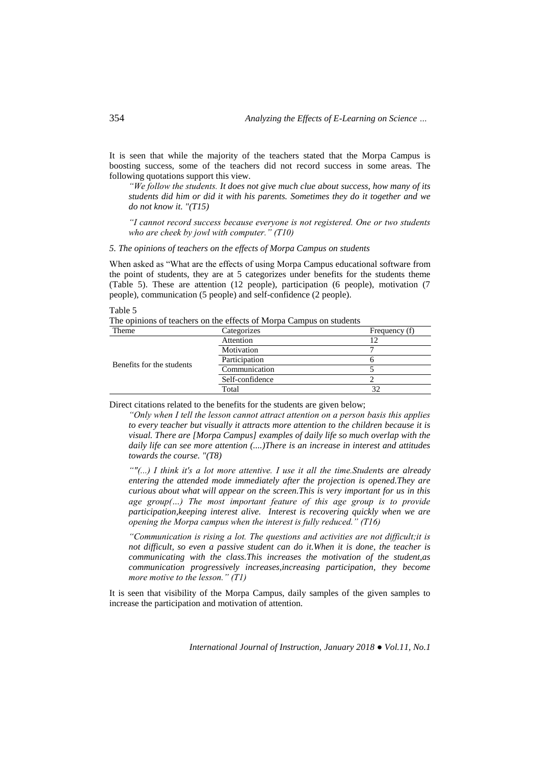It is seen that while the majority of the teachers stated that the Morpa Campus is boosting success, some of the teachers did not record success in some areas. The following quotations support this view.

> *"We follow the students. It does not give much clue about success, how many of its students did him or did it with his parents. Sometimes they do it together and we do not know it. "(T15)*

> *"I cannot record success because everyone is not registered. One or two students who are cheek by jowl with computer." (T10)*

*5. The opinions of teachers on the effects of Morpa Campus on students*

When asked as "What are the effects of using Morpa Campus educational software from the point of students, they are at 5 categorizes under benefits for the students theme (Table 5). These are attention (12 people), participation (6 people), motivation (7 people), communication (5 people) and self-confidence (2 people).

Table 5
The opinions of teachers on the effects of Morpa Campus on students

| Theme | Categorizes | Frequency (f) |
|---|---|---|
| Benefits for the students | Attention | 12 |
| | Motivation | 7 |
| | Participation | 6 |
| | Communication | 5 |
| | Self-confidence | 2 |
| | Total | 32 |

Direct citations related to the benefits for the students are given below;

> *"Only when I tell the lesson cannot attract attention on a person basis this applies to every teacher but visually it attracts more attention to the children because it is visual. There are [Morpa Campus] examples of daily life so much overlap with the daily life can see more attention (....)There is an increase in interest and attitudes towards the course. "(T8)*

> *""(...) I think it's a lot more attentive. I use it all the time.Students are already entering the attended mode immediately after the projection is opened.They are curious about what will appear on the screen.This is very important for us in this age group(…) The most important feature of this age group is to provide participation,keeping interest alive. Interest is recovering quickly when we are opening the Morpa campus when the interest is fully reduced." (T16)*

> *"Communication is rising a lot. The questions and activities are not difficult;it is not difficult, so even a passive student can do it.When it is done, the teacher is communicating with the class.This increases the motivation of the student,as communication progressively increases,increasing participation, they become more motive to the lesson." (T1)*

It is seen that visibility of the Morpa Campus, daily samples of the given samples to increase the participation and motivation of attention.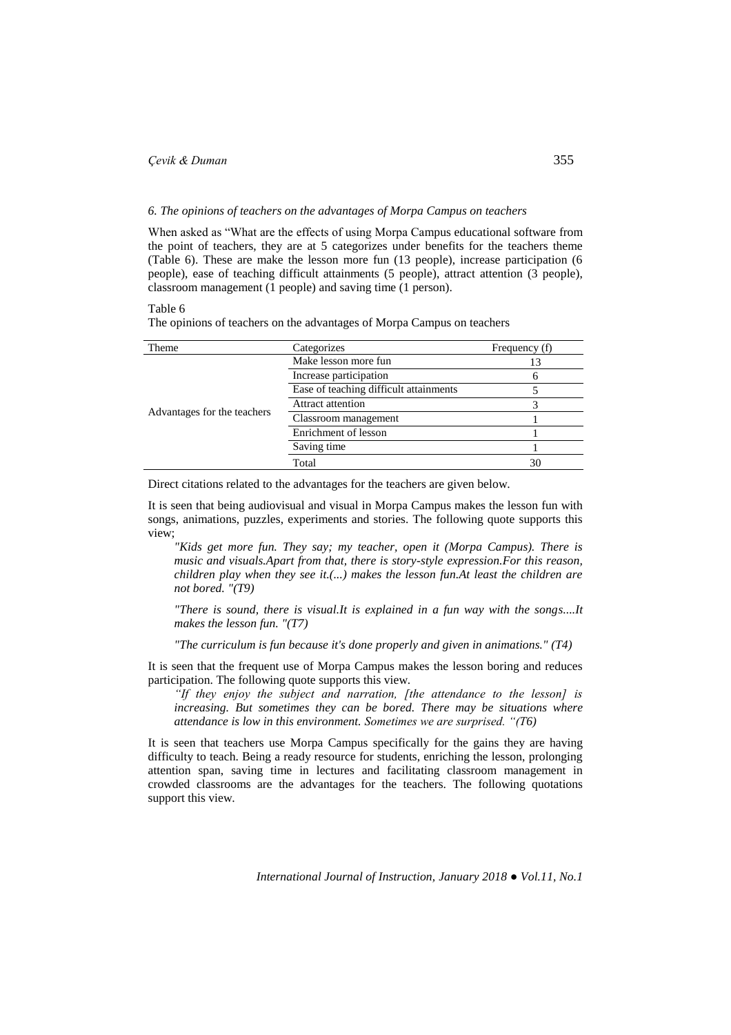*6. The opinions of teachers on the advantages of Morpa Campus on teachers*

When asked as "What are the effects of using Morpa Campus educational software from the point of teachers, they are at 5 categorizes under benefits for the teachers theme (Table 6). These are make the lesson more fun (13 people), increase participation (6 people), ease of teaching difficult attainments (5 people), attract attention (3 people), classroom management (1 people) and saving time (1 person).

Table 6

The opinions of teachers on the advantages of Morpa Campus on teachers

| Theme | Categorizes | Frequency (f) |
|---|---|---|
| Advantages for the teachers | Make lesson more fun | 13 |
| | Increase participation | 6 |
| | Ease of teaching difficult attainments | 5 |
| | Attract attention | 3 |
| | Classroom management | 1 |
| | Enrichment of lesson | 1 |
| | Saving time | 1 |
| | Total | 30 |

Direct citations related to the advantages for the teachers are given below.

It is seen that being audiovisual and visual in Morpa Campus makes the lesson fun with songs, animations, puzzles, experiments and stories. The following quote supports this view;

> *"Kids get more fun. They say; my teacher, open it (Morpa Campus). There is music and visuals.Apart from that, there is story-style expression.For this reason, children play when they see it.(...) makes the lesson fun.At least the children are not bored. "(T9)*

> *"There is sound, there is visual.It is explained in a fun way with the songs....It makes the lesson fun. "(T7)*

> *"The curriculum is fun because it's done properly and given in animations." (T4)*

It is seen that the frequent use of Morpa Campus makes the lesson boring and reduces participation. The following quote supports this view.

> *"If they enjoy the subject and narration, [the attendance to the lesson] is increasing. But sometimes they can be bored. There may be situations where attendance is low in this environment. Sometimes we are surprised. "(T6)*

It is seen that teachers use Morpa Campus specifically for the gains they are having difficulty to teach. Being a ready resource for students, enriching the lesson, prolonging attention span, saving time in lectures and facilitating classroom management in crowded classrooms are the advantages for the teachers. The following quotations support this view.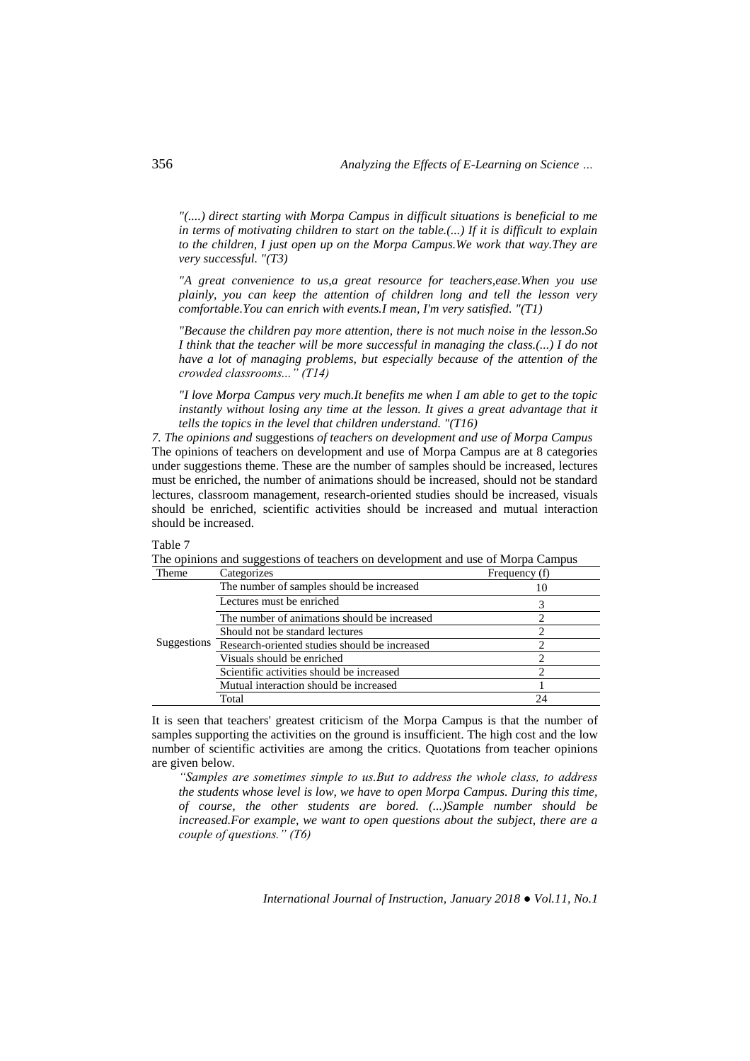*"(....) direct starting with Morpa Campus in difficult situations is beneficial to me in terms of motivating children to start on the table.(...) If it is difficult to explain to the children, I just open up on the Morpa Campus.We work that way.They are very successful. "(T3)*

*"A great convenience to us,a great resource for teachers,ease.When you use plainly, you can keep the attention of children long and tell the lesson very comfortable.You can enrich with events.I mean, I'm very satisfied. "(T1)*

*"Because the children pay more attention, there is not much noise in the lesson.So I think that the teacher will be more successful in managing the class.(...) I do not have a lot of managing problems, but especially because of the attention of the crowded classrooms..." (T14)*

*"I love Morpa Campus very much.It benefits me when I am able to get to the topic instantly without losing any time at the lesson. It gives a great advantage that it tells the topics in the level that children understand. "(T16)*

*7. The opinions and* suggestions *of teachers on development and use of Morpa Campus*

The opinions of teachers on development and use of Morpa Campus are at 8 categories under suggestions theme. These are the number of samples should be increased, lectures must be enriched, the number of animations should be increased, should not be standard lectures, classroom management, research-oriented studies should be increased, visuals should be enriched, scientific activities should be increased and mutual interaction should be increased.

Table 7

The opinions and suggestions of teachers on development and use of Morpa Campus

| Theme | Categorizes | Frequency (f) |
|---|---|---|
| Suggestions | The number of samples should be increased | 10 |
| | Lectures must be enriched | 3 |
| | The number of animations should be increased | 2 |
| | Should not be standard lectures | 2 |
| | Research-oriented studies should be increased | 2 |
| | Visuals should be enriched | 2 |
| | Scientific activities should be increased | 2 |
| | Mutual interaction should be increased | 1 |
| | Total | 24 |

It is seen that teachers' greatest criticism of the Morpa Campus is that the number of samples supporting the activities on the ground is insufficient. The high cost and the low number of scientific activities are among the critics. Quotations from teacher opinions are given below.

*"Samples are sometimes simple to us.But to address the whole class, to address the students whose level is low, we have to open Morpa Campus. During this time, of course, the other students are bored. (...)Sample number should be increased.For example, we want to open questions about the subject, there are a couple of questions." (T6)*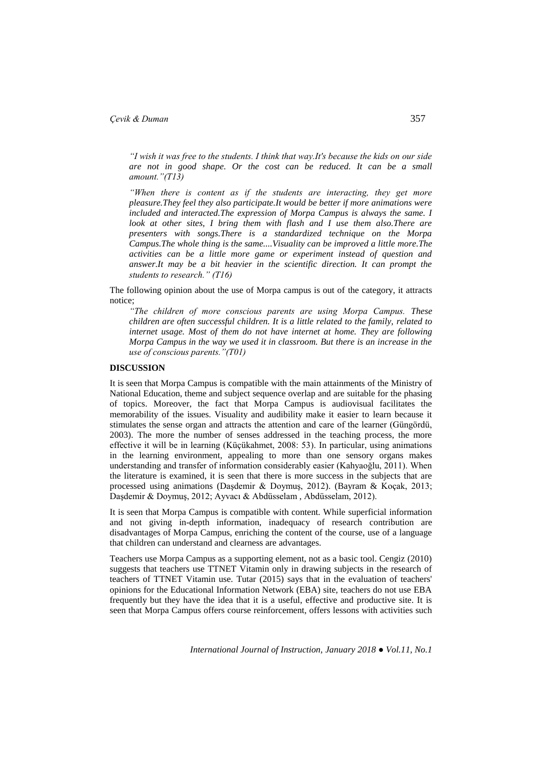*"I wish it was free to the students. I think that way.It's because the kids on our side are not in good shape. Or the cost can be reduced. It can be a small amount."(T13)*

*"When there is content as if the students are interacting, they get more pleasure.They feel they also participate.It would be better if more animations were included and interacted.The expression of Morpa Campus is always the same. I look at other sites, I bring them with flash and I use them also.There are presenters with songs.There is a standardized technique on the Morpa Campus.The whole thing is the same....Visuality can be improved a little more.The activities can be a little more game or experiment instead of question and answer.It may be a bit heavier in the scientific direction. It can prompt the students to research." (T16)*

The following opinion about the use of Morpa campus is out of the category, it attracts notice;

*"The children of more conscious parents are using Morpa Campus. These children are often successful children. It is a little related to the family, related to internet usage. Most of them do not have internet at home. They are following Morpa Campus in the way we used it in classroom. But there is an increase in the use of conscious parents."(T01)*

## DISCUSSION

It is seen that Morpa Campus is compatible with the main attainments of the Ministry of National Education, theme and subject sequence overlap and are suitable for the phasing of topics. Moreover, the fact that Morpa Campus is audiovisual facilitates the memorability of the issues. Visuality and audibility make it easier to learn because it stimulates the sense organ and attracts the attention and care of the learner (Güngördü, 2003). The more the number of senses addressed in the teaching process, the more effective it will be in learning (Küçükahmet, 2008: 53). In particular, using animations in the learning environment, appealing to more than one sensory organs makes understanding and transfer of information considerably easier (Kahyaoğlu, 2011). When the literature is examined, it is seen that there is more success in the subjects that are processed using animations (Daşdemir & Doymuş, 2012). (Bayram & Koçak, 2013; Daşdemir & Doymuş, 2012; Ayvacı & Abdüsselam , Abdüsselam, 2012).

It is seen that Morpa Campus is compatible with content. While superficial information and not giving in-depth information, inadequacy of research contribution are disadvantages of Morpa Campus, enriching the content of the course, use of a language that children can understand and clearness are advantages.

Teachers use Morpa Campus as a supporting element, not as a basic tool. Cengiz (2010) suggests that teachers use TTNET Vitamin only in drawing subjects in the research of teachers of TTNET Vitamin use. Tutar (2015) says that in the evaluation of teachers' opinions for the Educational Information Network (EBA) site, teachers do not use EBA frequently but they have the idea that it is a useful, effective and productive site. It is seen that Morpa Campus offers course reinforcement, offers lessons with activities such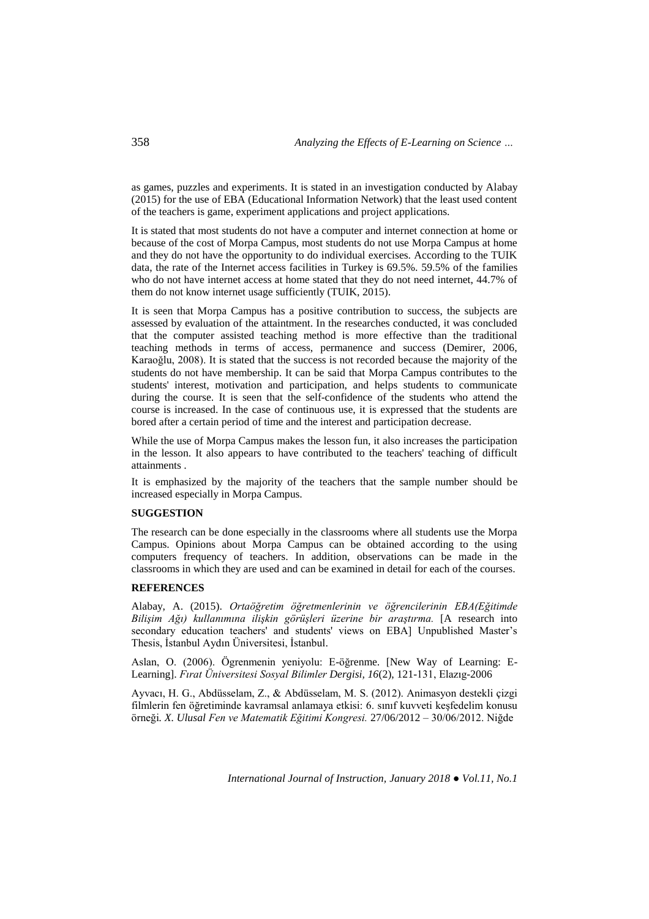as games, puzzles and experiments. It is stated in an investigation conducted by Alabay (2015) for the use of EBA (Educational Information Network) that the least used content of the teachers is game, experiment applications and project applications.

It is stated that most students do not have a computer and internet connection at home or because of the cost of Morpa Campus, most students do not use Morpa Campus at home and they do not have the opportunity to do individual exercises. According to the TUIK data, the rate of the Internet access facilities in Turkey is 69.5%. 59.5% of the families who do not have internet access at home stated that they do not need internet, 44.7% of them do not know internet usage sufficiently (TUIK, 2015).

It is seen that Morpa Campus has a positive contribution to success, the subjects are assessed by evaluation of the attaintment. In the researches conducted, it was concluded that the computer assisted teaching method is more effective than the traditional teaching methods in terms of access, permanence and success (Demirer, 2006, Karaoğlu, 2008). It is stated that the success is not recorded because the majority of the students do not have membership. It can be said that Morpa Campus contributes to the students' interest, motivation and participation, and helps students to communicate during the course. It is seen that the self-confidence of the students who attend the course is increased. In the case of continuous use, it is expressed that the students are bored after a certain period of time and the interest and participation decrease.

While the use of Morpa Campus makes the lesson fun, it also increases the participation in the lesson. It also appears to have contributed to the teachers' teaching of difficult attainments .

It is emphasized by the majority of the teachers that the sample number should be increased especially in Morpa Campus.

## SUGGESTION

The research can be done especially in the classrooms where all students use the Morpa Campus. Opinions about Morpa Campus can be obtained according to the using computers frequency of teachers. In addition, observations can be made in the classrooms in which they are used and can be examined in detail for each of the courses.

## REFERENCES

Alabay, A. (2015). *Ortaöğretim öğretmenlerinin ve öğrencilerinin EBA(Eğitimde Bilişim Ağı) kullanımına ilişkin görüşleri üzerine bir araştırma.* [A research into secondary education teachers' and students' views on EBA] Unpublished Master's Thesis, İstanbul Aydın Üniversitesi, İstanbul.

Aslan, O. (2006). Ögrenmenin yeniyolu: E-öğrenme. [New Way of Learning: E-Learning]. *Fırat Üniversitesi Sosyal Bilimler Dergisi, 16*(2), 121-131, Elazıg-2006

Ayvacı, H. G., Abdüsselam, Z., & Abdüsselam, M. S. (2012). Animasyon destekli çizgi filmlerin fen öğretiminde kavramsal anlamaya etkisi: 6. sınıf kuvveti keşfedelim konusu örneği. *X. Ulusal Fen ve Matematik Eğitimi Kongresi.* 27/06/2012 – 30/06/2012. Niğde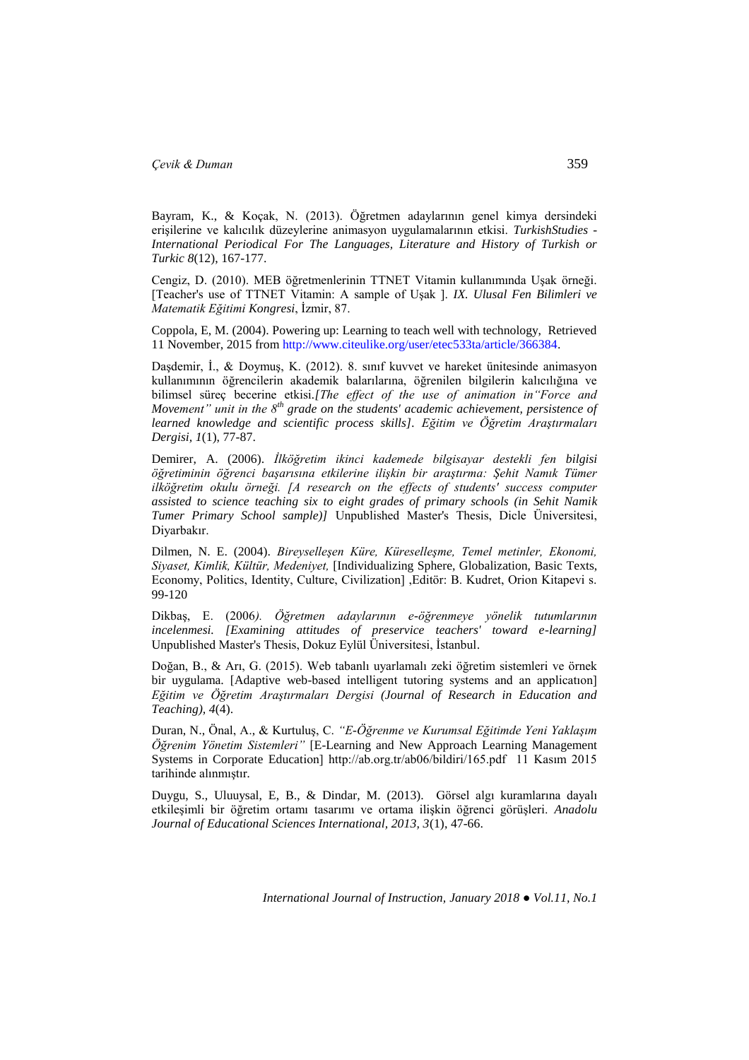Bayram, K., & Koçak, N. (2013). Öğretmen adaylarının genel kimya dersindeki erişilerine ve kalıcılık düzeylerine animasyon uygulamalarının etkisi. *TurkishStudies - International Periodical For The Languages, Literature and History of Turkish or Turkic 8*(12), 167-177.

Cengiz, D. (2010). MEB öğretmenlerinin TTNET Vitamin kullanımında Uşak örneği. [Teacher's use of TTNET Vitamin: A sample of Uşak ]. *IX. Ulusal Fen Bilimleri ve Matematik Eğitimi Kongresi*, İzmir, 87.

Coppola, E, M. (2004). Powering up: Learning to teach well with technology, Retrieved 11 November, 2015 from http://www.citeulike.org/user/etec533ta/article/366384.

Daşdemir, İ., & Doymuş, K. (2012). 8. sınıf kuvvet ve hareket ünitesinde animasyon kullanımının öğrencilerin akademik balarılarına, öğrenilen bilgilerin kalıcılığına ve bilimsel süreç becerine etkisi.*[The effect of the use of animation in"Force and Movement" unit in the 8th grade on the students' academic achievement, persistence of learned knowledge and scientific process skills]. Eğitim ve Öğretim Araştırmaları Dergisi, 1*(1), 77-87.

Demirer, A. (2006). *İlköğretim ikinci kademede bilgisayar destekli fen bilgisi öğretiminin öğrenci başarısına etkilerine ilişkin bir araştırma: Şehit Namık Tümer ilköğretim okulu örneği. [A research on the effects of students' success computer assisted to science teaching six to eight grades of primary schools (in Sehit Namik Tumer Primary School sample)]* Unpublished Master's Thesis, Dicle Üniversitesi, Diyarbakır.

Dilmen, N. E. (2004). *Bireyselleşen Küre, Küreselleşme, Temel metinler, Ekonomi, Siyaset, Kimlik, Kültür, Medeniyet,* [Individualizing Sphere, Globalization, Basic Texts, Economy, Politics, Identity, Culture, Civilization] ,Editör: B. Kudret, Orion Kitapevi s. 99-120

Dikbaş, E. (2006*). Öğretmen adaylarının e-öğrenmeye yönelik tutumlarının incelenmesi. [Examining attitudes of preservice teachers' toward e-learning]* Unpublished Master's Thesis, Dokuz Eylül Üniversitesi, İstanbul.

Doğan, B., & Arı, G. (2015). Web tabanlı uyarlamalı zeki öğretim sistemleri ve örnek bir uygulama. [Adaptive web-based intelligent tutoring systems and an applicatıon] *Eğitim ve Öğretim Araştırmaları Dergisi (Journal of Research in Education and Teaching), 4*(4).

Duran, N., Önal, A., & Kurtuluş, C. *"E-Öğrenme ve Kurumsal Eğitimde Yeni Yaklaşım Öğrenim Yönetim Sistemleri"* [E-Learning and New Approach Learning Management Systems in Corporate Education] http://ab.org.tr/ab06/bildiri/165.pdf 11 Kasım 2015 tarihinde alınmıştır.

Duygu, S., Uluuysal, E, B., & Dindar, M. (2013). Görsel algı kuramlarına dayalı etkileşimli bir öğretim ortamı tasarımı ve ortama ilişkin öğrenci görüşleri. *Anadolu Journal of Educational Sciences International, 2013, 3*(1), 47-66.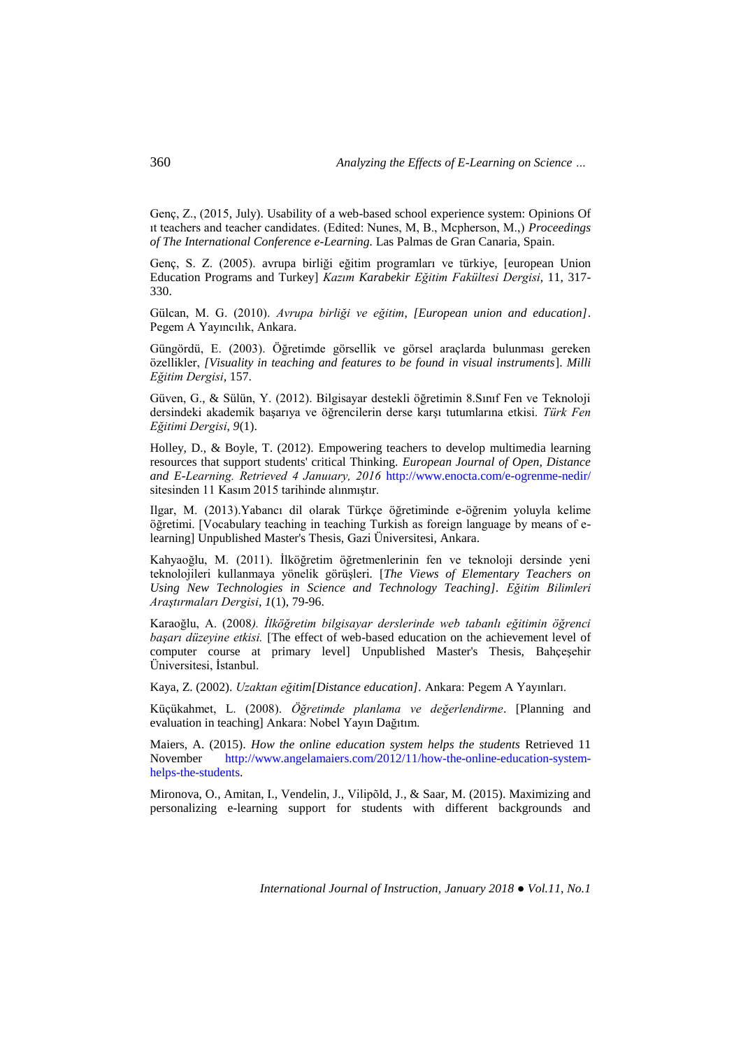Genç, Z., (2015, July). Usability of a web-based school experience system: Opinions Of ıt teachers and teacher candidates. (Edited: Nunes, M, B., Mcpherson, M.,) *Proceedings of The International Conference e-Learning.* Las Palmas de Gran Canaria, Spain.

Genç, S. Z. (2005). avrupa birliği eğitim programları ve türkiye, [european Union Education Programs and Turkey] *Kazım Karabekir Eğitim Fakültesi Dergisi*, 11, 317-330.

Gülcan, M. G. (2010). *Avrupa birliği ve eğitim, [European union and education]*. Pegem A Yayıncılık, Ankara.

Güngördü, E. (2003). Öğretimde görsellik ve görsel araçlarda bulunması gereken özellikler, *[Visuality in teaching and features to be found in visual instruments*]. *Milli Eğitim Dergisi*, 157.

Güven, G., & Sülün, Y. (2012). Bilgisayar destekli öğretimin 8.Sınıf Fen ve Teknoloji dersindeki akademik başarıya ve öğrencilerin derse karşı tutumlarına etkisi. *Türk Fen Eğitimi Dergisi*, *9*(1).

Holley, D., & Boyle, T. (2012). Empowering teachers to develop multimedia learning resources that support students' critical Thinking. *European Journal of Open, Distance and E-Learning. Retrieved 4 January, 2016* http://www.enocta.com/e-ogrenme-nedir/ sitesinden 11 Kasım 2015 tarihinde alınmıştır.

Ilgar, M. (2013).Yabancı dil olarak Türkçe öğretiminde e-öğrenim yoluyla kelime öğretimi. [Vocabulary teaching in teaching Turkish as foreign language by means of e-learning] Unpublished Master's Thesis, Gazi Üniversitesi, Ankara.

Kahyaoğlu, M. (2011). İlköğretim öğretmenlerinin fen ve teknoloji dersinde yeni teknolojileri kullanmaya yönelik görüşleri. [*The Views of Elementary Teachers on Using New Technologies in Science and Technology Teaching]*. *Eğitim Bilimleri Araştırmaları Dergisi*, *1*(1), 79-96.

Karaoğlu, A. (2008*). İlköğretim bilgisayar derslerinde web tabanlı eğitimin öğrenci başarı düzeyine etkisi.* [The effect of web-based education on the achievement level of computer course at primary level] Unpublished Master's Thesis, Bahçeşehir Üniversitesi, İstanbul.

Kaya, Z. (2002). *Uzaktan eğitim[Distance education]*. Ankara: Pegem A Yayınları.

Küçükahmet, L. (2008). *Öğretimde planlama ve değerlendirme*. [Planning and evaluation in teaching] Ankara: Nobel Yayın Dağıtım.

Maiers, A. (2015). *How the online education system helps the students* Retrieved 11 November http://www.angelamaiers.com/2012/11/how-the-online-education-system-helps-the-students.

Mironova, O., Amitan, I., Vendelin, J., Vilipõld, J., & Saar, M. (2015). Maximizing and personalizing e-learning support for students with different backgrounds and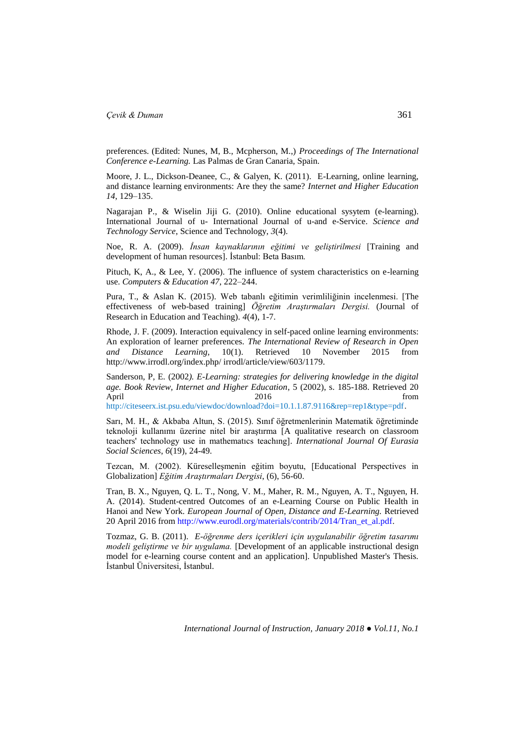preferences. (Edited: Nunes, M, B., Mcpherson, M.,) *Proceedings of The International Conference e-Learning.* Las Palmas de Gran Canaria, Spain.

Moore, J. L., Dickson-Deanee, C., & Galyen, K. (2011). E-Learning, online learning, and distance learning environments: Are they the same? *Internet and Higher Education 14*, 129–135.

Nagarajan P., & Wiselin Jiji G. (2010). Online educational sysytem (e-learning). International Journal of u- International Journal of u-and e-Service. *Science and Technology Service,* Science and Technology, *3*(4).

Noe, R. A. (2009). *İnsan kaynaklarının eğitimi ve geliştirilmesi* [Training and development of human resources]. İstanbul: Beta Basım.

Pituch, K, A., & Lee, Y. (2006). The influence of system characteristics on e-learning use. *Computers & Education 47*, 222–244.

Pura, T., & Aslan K. (2015). Web tabanlı eğitimin verimliliğinin incelenmesi. [The effectiveness of web-based training] *Öğretim Araştırmaları Dergisi.* (Journal of Research in Education and Teaching). *4*(4), 1-7.

Rhode, J. F. (2009). Interaction equivalency in self-paced online learning environments: An exploration of learner preferences. *The International Review of Research in Open and Distance Learning*, 10(1). Retrieved 10 November 2015 from http://www.irrodl.org/index.php/ irrodl/article/view/603/1179.

Sanderson, P, E. (2002*). E-Learning: strategies for delivering knowledge in the digital age. Book Review, Internet and Higher Education*, 5 (2002), s. 185-188. Retrieved 20 April 2016 from http://citeseerx.ist.psu.edu/viewdoc/download?doi=10.1.1.87.9116&rep=rep1&type=pdf.

Sarı, M. H., & Akbaba Altun, S. (2015). Sınıf öğretmenlerinin Matematik öğretiminde teknoloji kullanımı üzerine nitel bir araştırma [A qualitative research on classroom teachers' technology use in mathematıcs teachıng]. *International Journal Of Eurasia Social Sciences*, *6*(19), 24-49.

Tezcan, M. (2002). Küreselleşmenin eğitim boyutu, [Educational Perspectives in Globalization] *Eğitim Araştırmaları Dergisi*, (6), 56-60.

Tran, B. X., Nguyen, Q. L. T., Nong, V. M., Maher, R. M., Nguyen, A. T., Nguyen, H. A. (2014). Student-centred Outcomes of an e-Learning Course on Public Health in Hanoi and New York. *European Journal of Open, Distance and E-Learning.* Retrieved 20 April 2016 from http://www.eurodl.org/materials/contrib/2014/Tran_et_al.pdf.

Tozmaz, G. B. (2011). *E-öğrenme ders içerikleri için uygulanabilir öğretim tasarımı modeli geliştirme ve bir uygulama.* [Development of an applicable instructional design model for e-learning course content and an application]. Unpublished Master's Thesis. İstanbul Üniversitesi, İstanbul.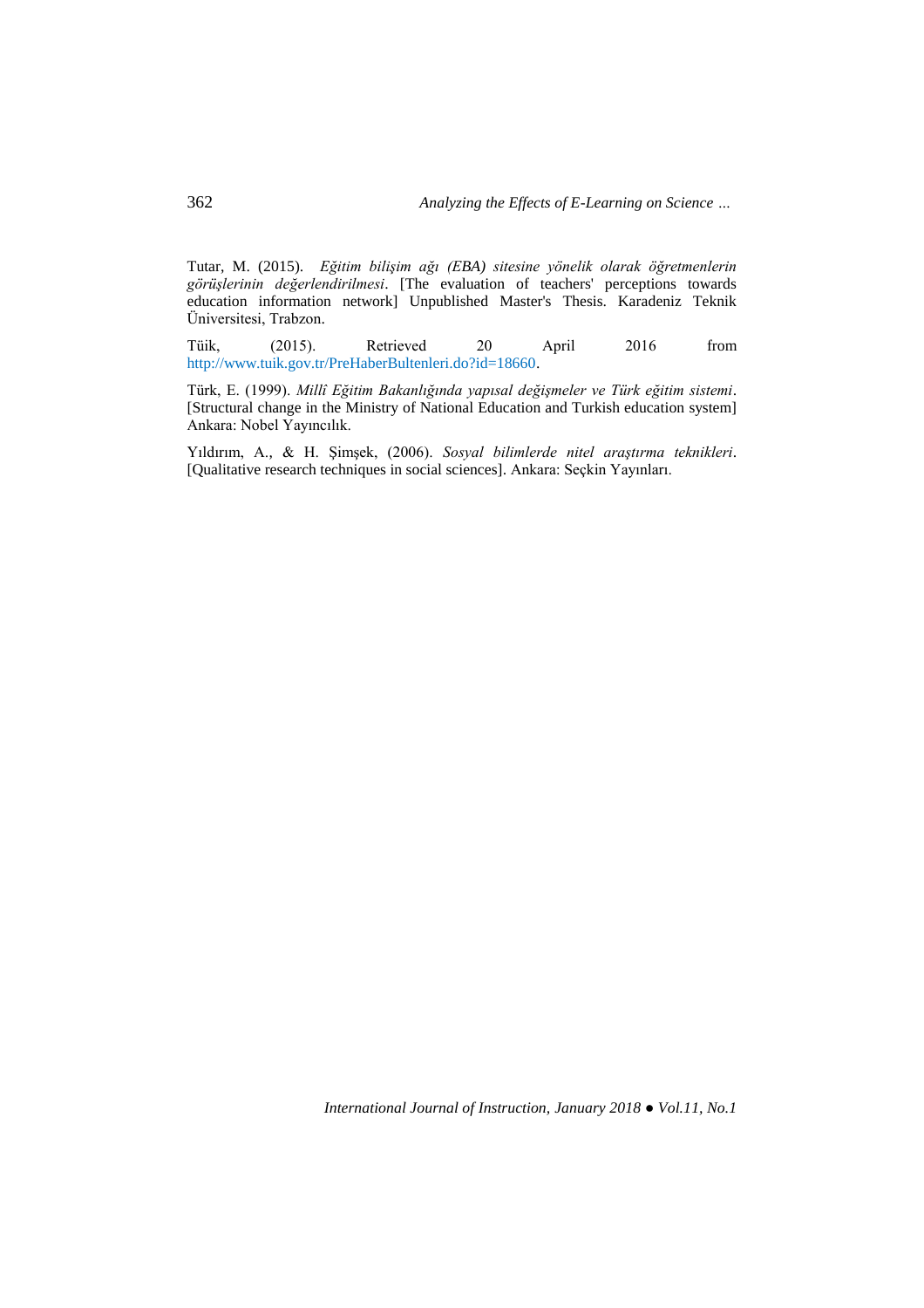Tutar, M. (2015). *Eğitim bilişim ağı (EBA) sitesine yönelik olarak öğretmenlerin görüşlerinin değerlendirilmesi*. [The evaluation of teachers' perceptions towards education information network] Unpublished Master's Thesis. Karadeniz Teknik Üniversitesi, Trabzon.

Tüik, (2015). Retrieved 20 April 2016 from http://www.tuik.gov.tr/PreHaberBultenleri.do?id=18660.

Türk, E. (1999). *Millî Eğitim Bakanlığında yapısal değişmeler ve Türk eğitim sistemi*. [Structural change in the Ministry of National Education and Turkish education system] Ankara: Nobel Yayıncılık.

Yıldırım, A., & H. Şimşek, (2006). *Sosyal bilimlerde nitel araştırma teknikleri*. [Qualitative research techniques in social sciences]. Ankara: Seçkin Yayınları.